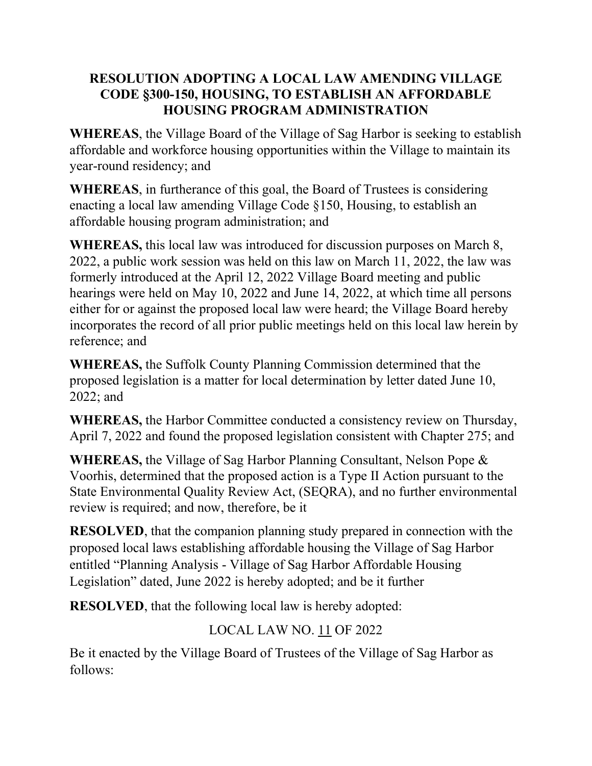# RESOLUTION ADOPTING A LOCAL LAW AMENDING VILLAGE CODE §300-150, HOUSING, TO ESTABLISH AN AFFORDABLE HOUSING PROGRAM ADMINISTRATION

**WHEREAS**, the Village Board of the Village of Sag Harbor is seeking to establish affordable and workforce housing opportunities within the Village to maintain its year-round residency; and

**WHEREAS**, in furtherance of this goal, the Board of Trustees is considering enacting a local law amending Village Code §150, Housing, to establish an affordable housing program administration; and

**WHEREAS,** this local law was introduced for discussion purposes on March 8, 2022, a public work session was held on this law on March 11, 2022, the law was formerly introduced at the April 12, 2022 Village Board meeting and public hearings were held on May 10, 2022 and June 14, 2022, at which time all persons either for or against the proposed local law were heard; the Village Board hereby incorporates the record of all prior public meetings held on this local law herein by reference; and

**WHEREAS,** the Suffolk County Planning Commission determined that the proposed legislation is a matter for local determination by letter dated June 10, 2022; and

**WHEREAS,** the Harbor Committee conducted a consistency review on Thursday, April 7, 2022 and found the proposed legislation consistent with Chapter 275; and

**WHEREAS,** the Village of Sag Harbor Planning Consultant, Nelson Pope & Voorhis, determined that the proposed action is a Type II Action pursuant to the State Environmental Quality Review Act, (SEQRA), and no further environmental review is required; and now, therefore, be it

**RESOLVED**, that the companion planning study prepared in connection with the proposed local laws establishing affordable housing the Village of Sag Harbor entitled "Planning Analysis - Village of Sag Harbor Affordable Housing Legislation" dated, June 2022 is hereby adopted; and be it further

**RESOLVED**, that the following local law is hereby adopted:

LOCAL LAW NO. 11 OF 2022

Be it enacted by the Village Board of Trustees of the Village of Sag Harbor as follows: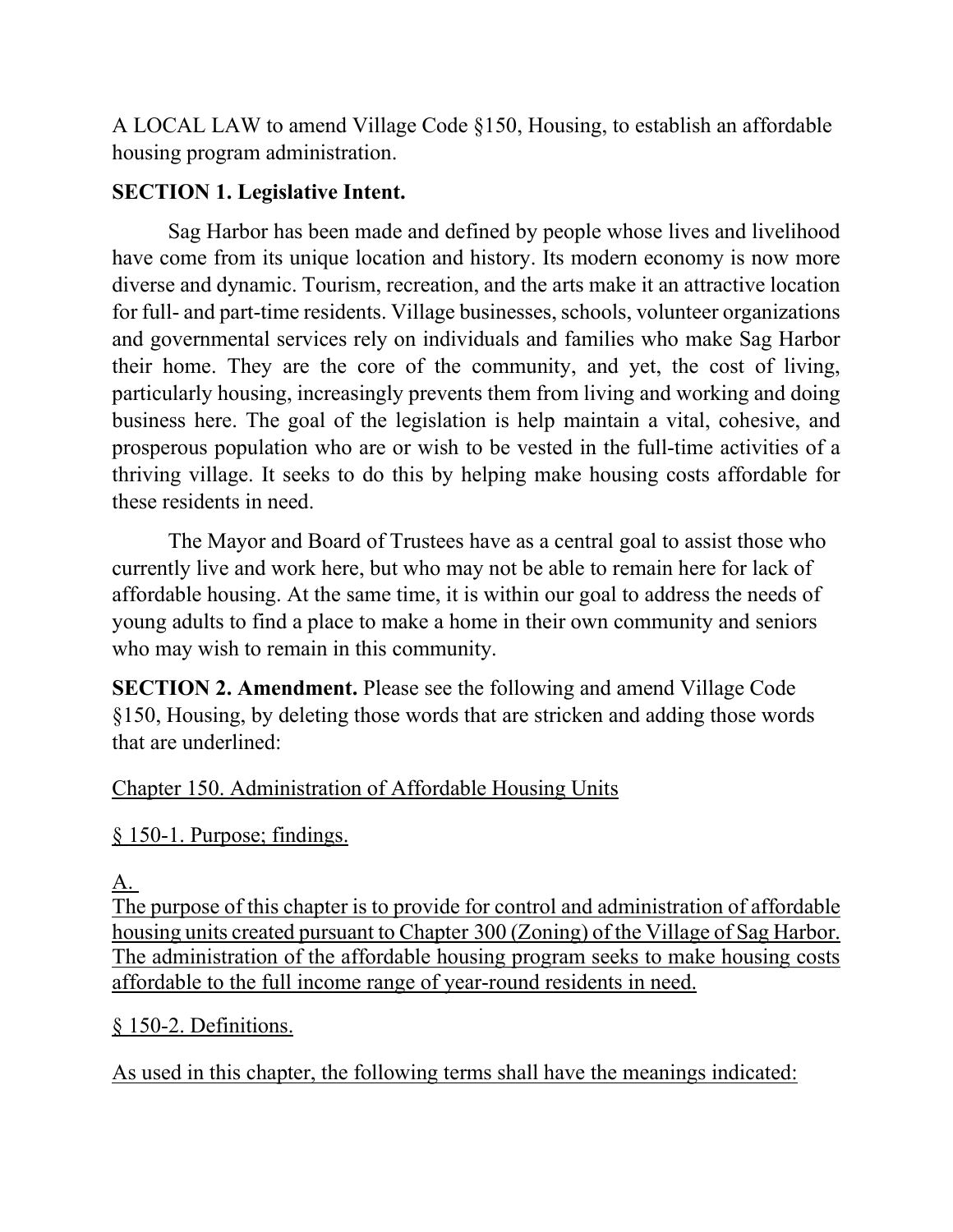A LOCAL LAW to amend Village Code §150, Housing, to establish an affordable housing program administration.

**SECTION 1. Legislative Intent.**

Sag Harbor has been made and defined by people whose lives and livelihood have come from its unique location and history. Its modern economy is now more diverse and dynamic. Tourism, recreation, and the arts make it an attractive location for full- and part-time residents. Village businesses, schools, volunteer organizations and governmental services rely on individuals and families who make Sag Harbor their home. They are the core of the community, and yet, the cost of living, particularly housing, increasingly prevents them from living and working and doing business here. The goal of the legislation is help maintain a vital, cohesive, and prosperous population who are or wish to be vested in the full-time activities of a thriving village. It seeks to do this by helping make housing costs affordable for these residents in need.

The Mayor and Board of Trustees have as a central goal to assist those who currently live and work here, but who may not be able to remain here for lack of affordable housing. At the same time, it is within our goal to address the needs of young adults to find a place to make a home in their own community and seniors who may wish to remain in this community.

**SECTION 2. Amendment.** Please see the following and amend Village Code §150, Housing, by deleting those words that are stricken and adding those words that are underlined:

<u>Chapter 150. Administration of Affordable Housing Units</u>

<u>§ 150-1. Purpose; findings.</u>

<u>A.</u>
<u>The purpose of this chapter is to provide for control and administration of affordable housing units created pursuant to Chapter 300 (Zoning) of the Village of Sag Harbor. The administration of the affordable housing program seeks to make housing costs affordable to the full income range of year-round residents in need.</u>

<u>§ 150-2. Definitions.</u>

<u>As used in this chapter, the following terms shall have the meanings indicated:</u>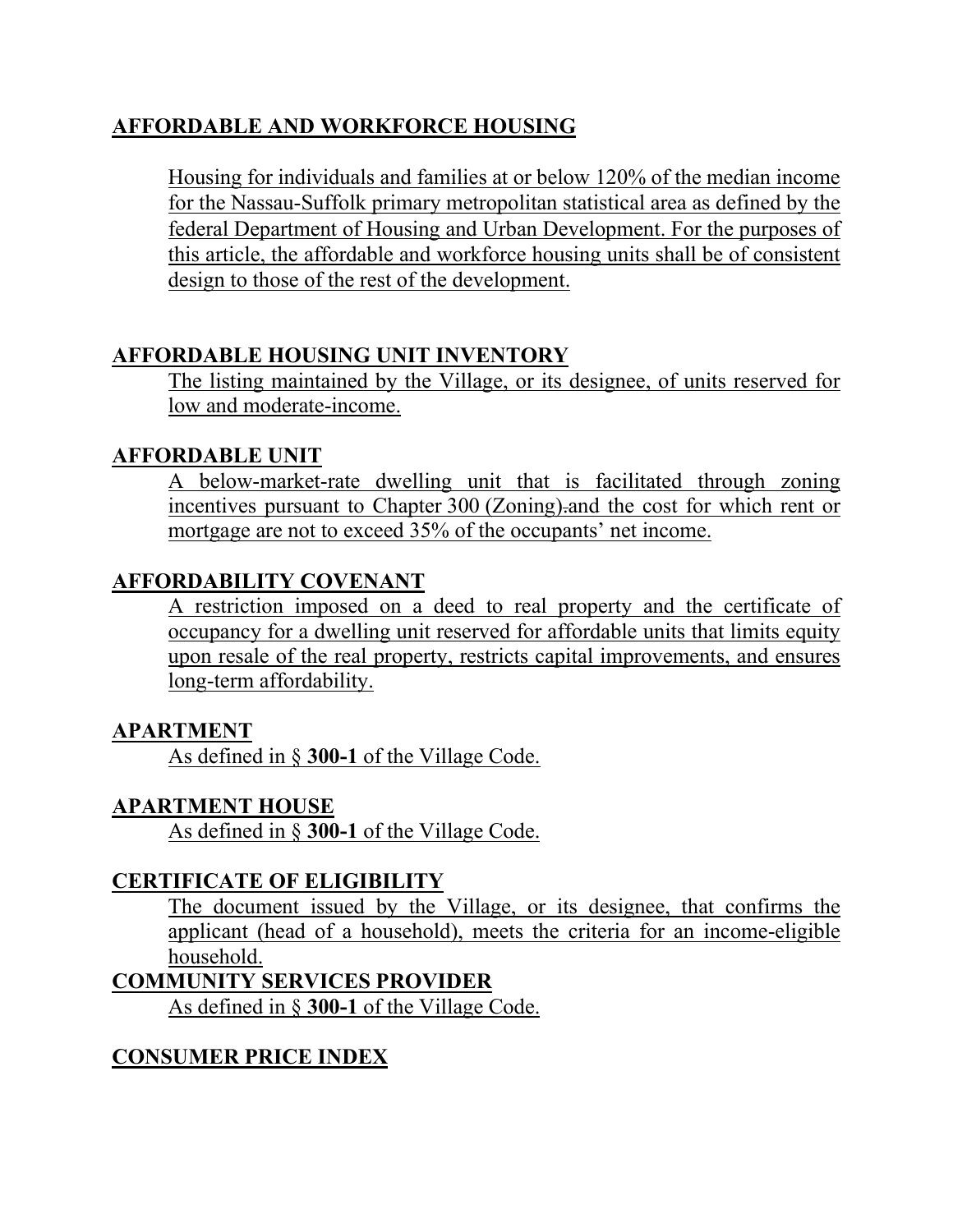## AFFORDABLE AND WORKFORCE HOUSING

Housing for individuals and families at or below 120% of the median income for the Nassau-Suffolk primary metropolitan statistical area as defined by the federal Department of Housing and Urban Development. For the purposes of this article, the affordable and workforce housing units shall be of consistent design to those of the rest of the development.

## AFFORDABLE HOUSING UNIT INVENTORY

The listing maintained by the Village, or its designee, of units reserved for low and moderate-income.

## AFFORDABLE UNIT

A below-market-rate dwelling unit that is facilitated through zoning incentives pursuant to Chapter 300 (Zoning). and the cost for which rent or mortgage are not to exceed 35% of the occupants' net income.

## AFFORDABILITY COVENANT

A restriction imposed on a deed to real property and the certificate of occupancy for a dwelling unit reserved for affordable units that limits equity upon resale of the real property, restricts capital improvements, and ensures long-term affordability.

## APARTMENT

As defined in § **300-1** of the Village Code.

## APARTMENT HOUSE

As defined in § **300-1** of the Village Code.

## CERTIFICATE OF ELIGIBILITY

The document issued by the Village, or its designee, that confirms the applicant (head of a household), meets the criteria for an income-eligible household.

## COMMUNITY SERVICES PROVIDER

As defined in § **300-1** of the Village Code.

## CONSUMER PRICE INDEX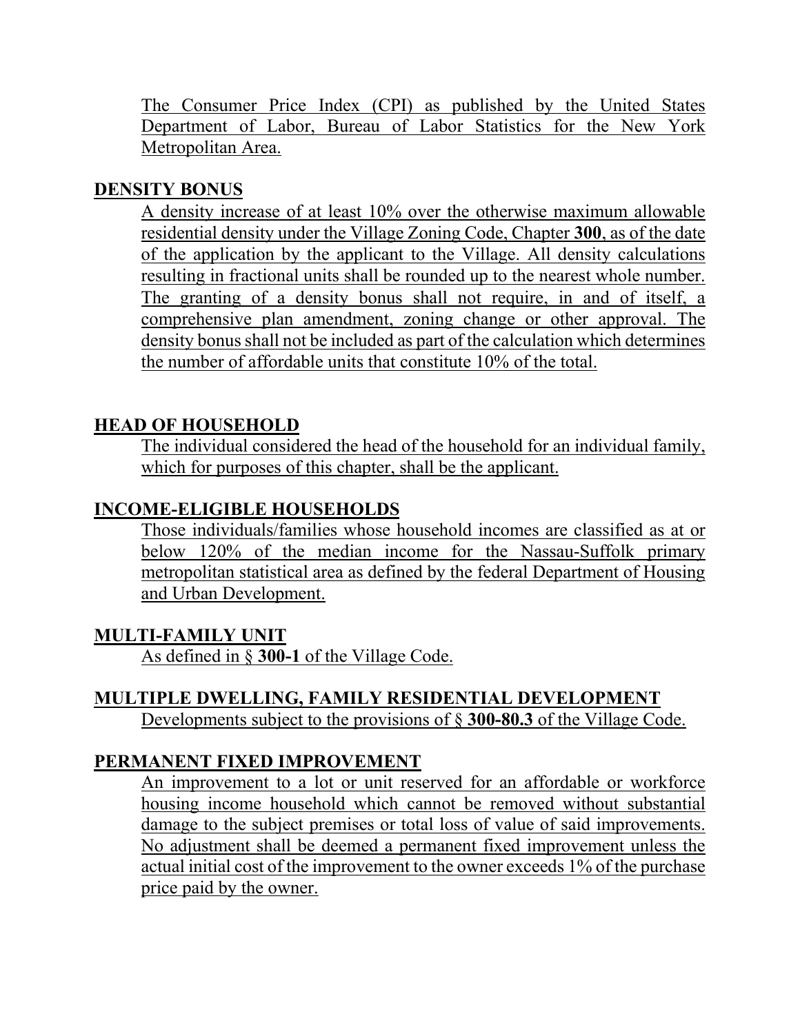The Consumer Price Index (CPI) as published by the United States Department of Labor, Bureau of Labor Statistics for the New York Metropolitan Area.

**DENSITY BONUS**

A density increase of at least 10% over the otherwise maximum allowable residential density under the Village Zoning Code, Chapter **300**, as of the date of the application by the applicant to the Village. All density calculations resulting in fractional units shall be rounded up to the nearest whole number. The granting of a density bonus shall not require, in and of itself, a comprehensive plan amendment, zoning change or other approval. The density bonus shall not be included as part of the calculation which determines the number of affordable units that constitute 10% of the total.

**HEAD OF HOUSEHOLD**

The individual considered the head of the household for an individual family, which for purposes of this chapter, shall be the applicant.

**INCOME-ELIGIBLE HOUSEHOLDS**

Those individuals/families whose household incomes are classified as at or below 120% of the median income for the Nassau-Suffolk primary metropolitan statistical area as defined by the federal Department of Housing and Urban Development.

**MULTI-FAMILY UNIT**

As defined in § **300-1** of the Village Code.

**MULTIPLE DWELLING, FAMILY RESIDENTIAL DEVELOPMENT**

Developments subject to the provisions of § **300-80.3** of the Village Code.

**PERMANENT FIXED IMPROVEMENT**

An improvement to a lot or unit reserved for an affordable or workforce housing income household which cannot be removed without substantial damage to the subject premises or total loss of value of said improvements. No adjustment shall be deemed a permanent fixed improvement unless the actual initial cost of the improvement to the owner exceeds 1% of the purchase price paid by the owner.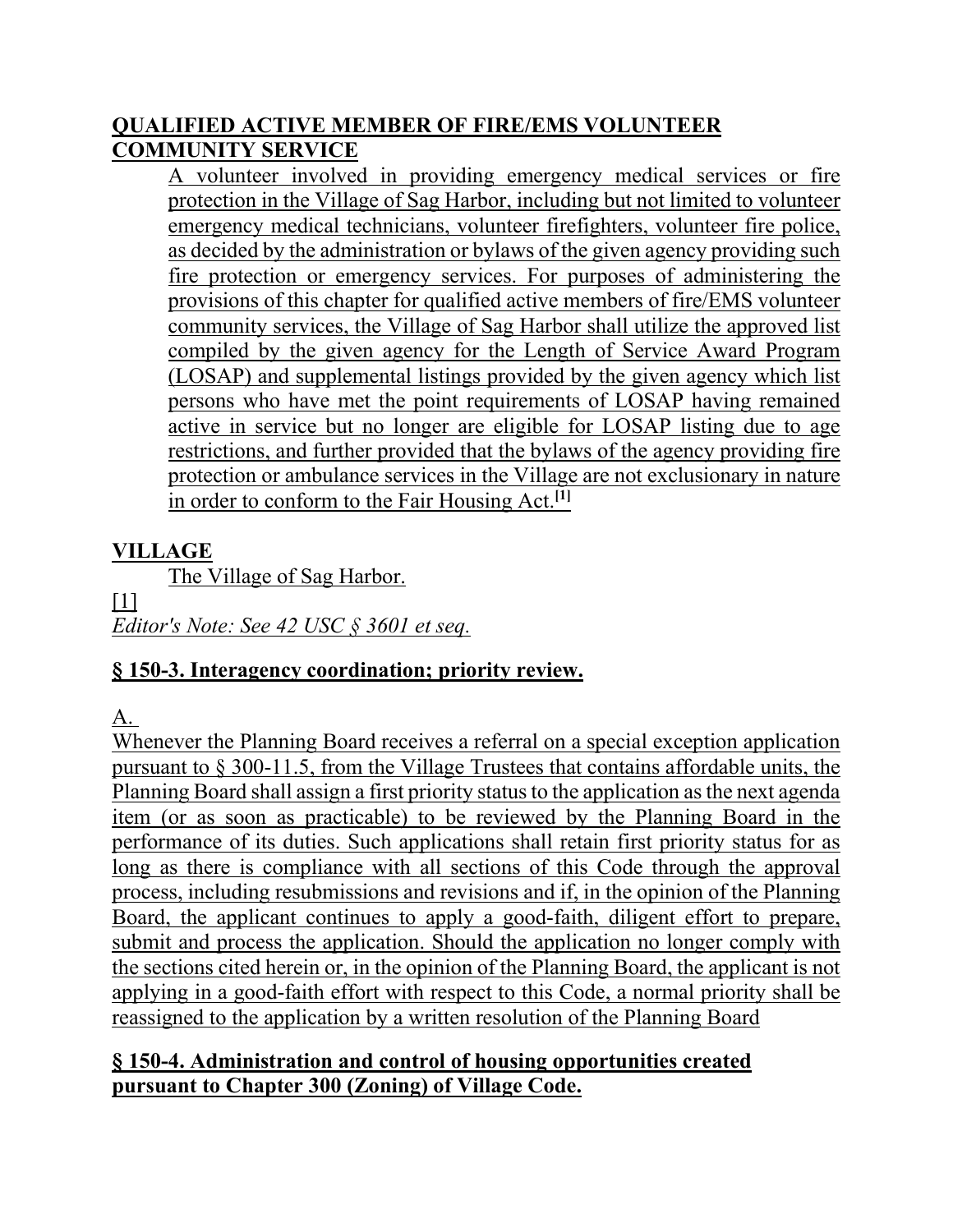**QUALIFIED ACTIVE MEMBER OF FIRE/EMS VOLUNTEER COMMUNITY SERVICE**

A volunteer involved in providing emergency medical services or fire protection in the Village of Sag Harbor, including but not limited to volunteer emergency medical technicians, volunteer firefighters, volunteer fire police, as decided by the administration or bylaws of the given agency providing such fire protection or emergency services. For purposes of administering the provisions of this chapter for qualified active members of fire/EMS volunteer community services, the Village of Sag Harbor shall utilize the approved list compiled by the given agency for the Length of Service Award Program (LOSAP) and supplemental listings provided by the given agency which list persons who have met the point requirements of LOSAP having remained active in service but no longer are eligible for LOSAP listing due to age restrictions, and further provided that the bylaws of the agency providing fire protection or ambulance services in the Village are not exclusionary in nature in order to conform to the Fair Housing Act.[1]

**VILLAGE**

The Village of Sag Harbor.

[1]
*Editor's Note: See 42 USC § 3601 et seq.*

## § 150-3. Interagency coordination; priority review.

A.

Whenever the Planning Board receives a referral on a special exception application pursuant to § 300-11.5, from the Village Trustees that contains affordable units, the Planning Board shall assign a first priority status to the application as the next agenda item (or as soon as practicable) to be reviewed by the Planning Board in the performance of its duties. Such applications shall retain first priority status for as long as there is compliance with all sections of this Code through the approval process, including resubmissions and revisions and if, in the opinion of the Planning Board, the applicant continues to apply a good-faith, diligent effort to prepare, submit and process the application. Should the application no longer comply with the sections cited herein or, in the opinion of the Planning Board, the applicant is not applying in a good-faith effort with respect to this Code, a normal priority shall be reassigned to the application by a written resolution of the Planning Board

## § 150-4. Administration and control of housing opportunities created pursuant to Chapter 300 (Zoning) of Village Code.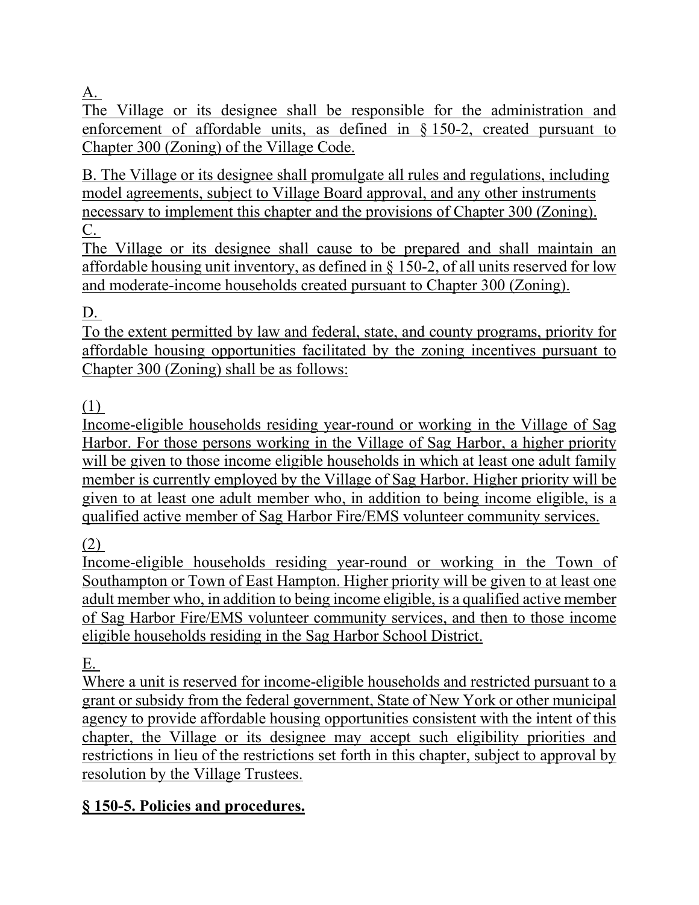A.

The Village or its designee shall be responsible for the administration and enforcement of affordable units, as defined in § 150-2, created pursuant to Chapter 300 (Zoning) of the Village Code.

B. The Village or its designee shall promulgate all rules and regulations, including model agreements, subject to Village Board approval, and any other instruments necessary to implement this chapter and the provisions of Chapter 300 (Zoning).

C.

The Village or its designee shall cause to be prepared and shall maintain an affordable housing unit inventory, as defined in § 150-2, of all units reserved for low and moderate-income households created pursuant to Chapter 300 (Zoning).

D.

To the extent permitted by law and federal, state, and county programs, priority for affordable housing opportunities facilitated by the zoning incentives pursuant to Chapter 300 (Zoning) shall be as follows:

(1)

Income-eligible households residing year-round or working in the Village of Sag Harbor. For those persons working in the Village of Sag Harbor, a higher priority will be given to those income eligible households in which at least one adult family member is currently employed by the Village of Sag Harbor. Higher priority will be given to at least one adult member who, in addition to being income eligible, is a qualified active member of Sag Harbor Fire/EMS volunteer community services.

(2)

Income-eligible households residing year-round or working in the Town of Southampton or Town of East Hampton. Higher priority will be given to at least one adult member who, in addition to being income eligible, is a qualified active member of Sag Harbor Fire/EMS volunteer community services, and then to those income eligible households residing in the Sag Harbor School District.

E.

Where a unit is reserved for income-eligible households and restricted pursuant to a grant or subsidy from the federal government, State of New York or other municipal agency to provide affordable housing opportunities consistent with the intent of this chapter, the Village or its designee may accept such eligibility priorities and restrictions in lieu of the restrictions set forth in this chapter, subject to approval by resolution by the Village Trustees.

## § 150-5. Policies and procedures.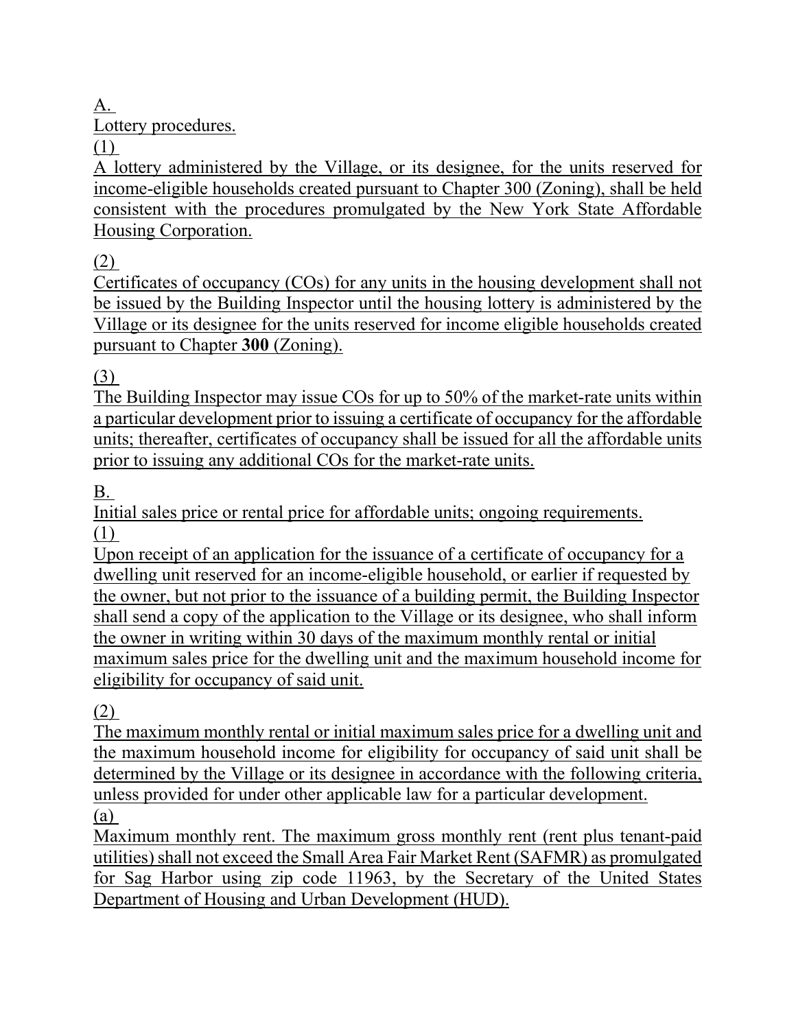A.
Lottery procedures.

(1)
A lottery administered by the Village, or its designee, for the units reserved for income-eligible households created pursuant to Chapter 300 (Zoning), shall be held consistent with the procedures promulgated by the New York State Affordable Housing Corporation.

(2)
Certificates of occupancy (COs) for any units in the housing development shall not be issued by the Building Inspector until the housing lottery is administered by the Village or its designee for the units reserved for income eligible households created pursuant to Chapter **300** (Zoning).

(3)
The Building Inspector may issue COs for up to 50% of the market-rate units within a particular development prior to issuing a certificate of occupancy for the affordable units; thereafter, certificates of occupancy shall be issued for all the affordable units prior to issuing any additional COs for the market-rate units.

B.
Initial sales price or rental price for affordable units; ongoing requirements.

(1)
Upon receipt of an application for the issuance of a certificate of occupancy for a dwelling unit reserved for an income-eligible household, or earlier if requested by the owner, but not prior to the issuance of a building permit, the Building Inspector shall send a copy of the application to the Village or its designee, who shall inform the owner in writing within 30 days of the maximum monthly rental or initial maximum sales price for the dwelling unit and the maximum household income for eligibility for occupancy of said unit.

(2)
The maximum monthly rental or initial maximum sales price for a dwelling unit and the maximum household income for eligibility for occupancy of said unit shall be determined by the Village or its designee in accordance with the following criteria, unless provided for under other applicable law for a particular development.

(a)
Maximum monthly rent. The maximum gross monthly rent (rent plus tenant-paid utilities) shall not exceed the Small Area Fair Market Rent (SAFMR) as promulgated for Sag Harbor using zip code 11963, by the Secretary of the United States Department of Housing and Urban Development (HUD).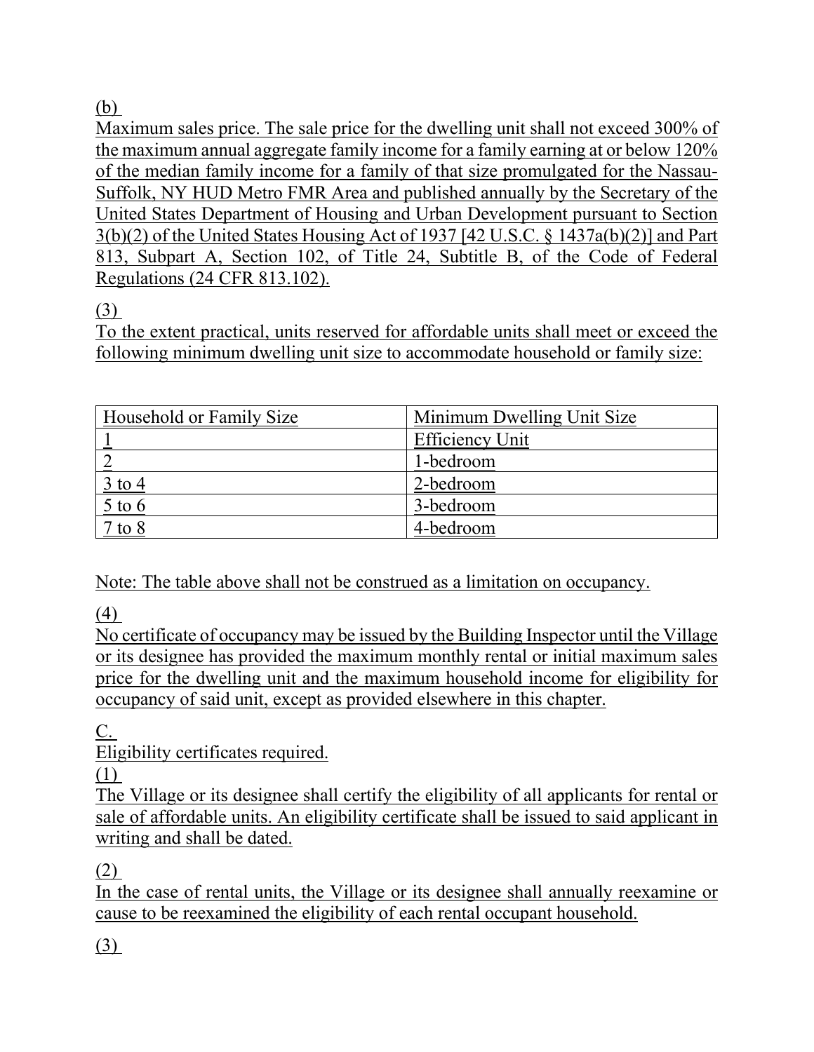(b)

Maximum sales price. The sale price for the dwelling unit shall not exceed 300% of the maximum annual aggregate family income for a family earning at or below 120% of the median family income for a family of that size promulgated for the Nassau-Suffolk, NY HUD Metro FMR Area and published annually by the Secretary of the United States Department of Housing and Urban Development pursuant to Section 3(b)(2) of the United States Housing Act of 1937 [42 U.S.C. § 1437a(b)(2)] and Part 813, Subpart A, Section 102, of Title 24, Subtitle B, of the Code of Federal Regulations (24 CFR 813.102).

(3)

To the extent practical, units reserved for affordable units shall meet or exceed the following minimum dwelling unit size to accommodate household or family size:

| Household or Family Size | Minimum Dwelling Unit Size |
| --- | --- |
| 1 | Efficiency Unit |
| 2 | 1-bedroom |
| 3 to 4 | 2-bedroom |
| 5 to 6 | 3-bedroom |
| 7 to 8 | 4-bedroom |

Note: The table above shall not be construed as a limitation on occupancy.

(4)

No certificate of occupancy may be issued by the Building Inspector until the Village or its designee has provided the maximum monthly rental or initial maximum sales price for the dwelling unit and the maximum household income for eligibility for occupancy of said unit, except as provided elsewhere in this chapter.

C.

Eligibility certificates required.

(1)

The Village or its designee shall certify the eligibility of all applicants for rental or sale of affordable units. An eligibility certificate shall be issued to said applicant in writing and shall be dated.

(2)

In the case of rental units, the Village or its designee shall annually reexamine or cause to be reexamined the eligibility of each rental occupant household.

(3)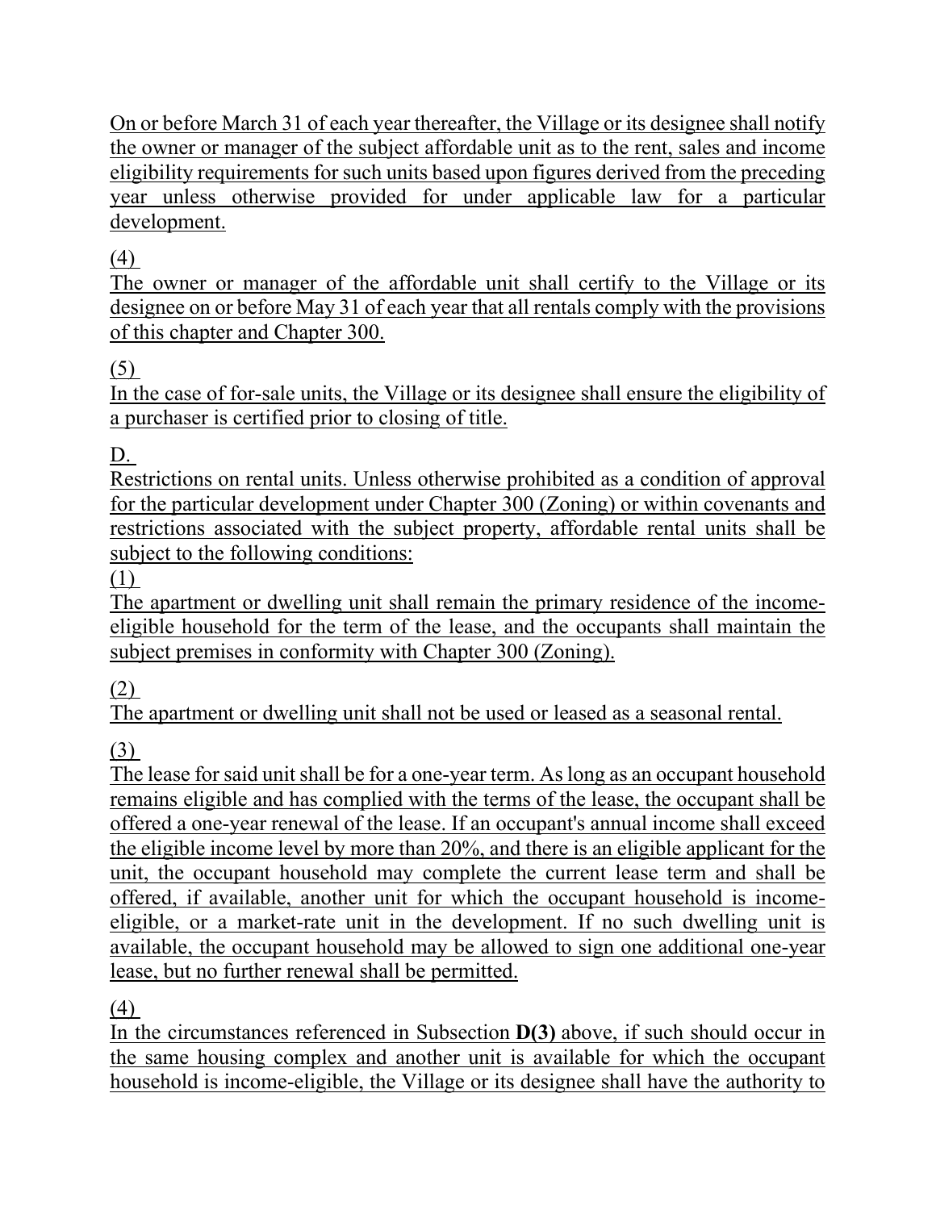On or before March 31 of each year thereafter, the Village or its designee shall notify the owner or manager of the subject affordable unit as to the rent, sales and income eligibility requirements for such units based upon figures derived from the preceding year unless otherwise provided for under applicable law for a particular development.

(4)

The owner or manager of the affordable unit shall certify to the Village or its designee on or before May 31 of each year that all rentals comply with the provisions of this chapter and Chapter 300.

(5)

In the case of for-sale units, the Village or its designee shall ensure the eligibility of a purchaser is certified prior to closing of title.

D.

Restrictions on rental units. Unless otherwise prohibited as a condition of approval for the particular development under Chapter 300 (Zoning) or within covenants and restrictions associated with the subject property, affordable rental units shall be subject to the following conditions:

(1)

The apartment or dwelling unit shall remain the primary residence of the income-eligible household for the term of the lease, and the occupants shall maintain the subject premises in conformity with Chapter 300 (Zoning).

(2)

The apartment or dwelling unit shall not be used or leased as a seasonal rental.

(3)

The lease for said unit shall be for a one-year term. As long as an occupant household remains eligible and has complied with the terms of the lease, the occupant shall be offered a one-year renewal of the lease. If an occupant's annual income shall exceed the eligible income level by more than 20%, and there is an eligible applicant for the unit, the occupant household may complete the current lease term and shall be offered, if available, another unit for which the occupant household is income-eligible, or a market-rate unit in the development. If no such dwelling unit is available, the occupant household may be allowed to sign one additional one-year lease, but no further renewal shall be permitted.

(4)

In the circumstances referenced in Subsection **D(3)** above, if such should occur in the same housing complex and another unit is available for which the occupant household is income-eligible, the Village or its designee shall have the authority to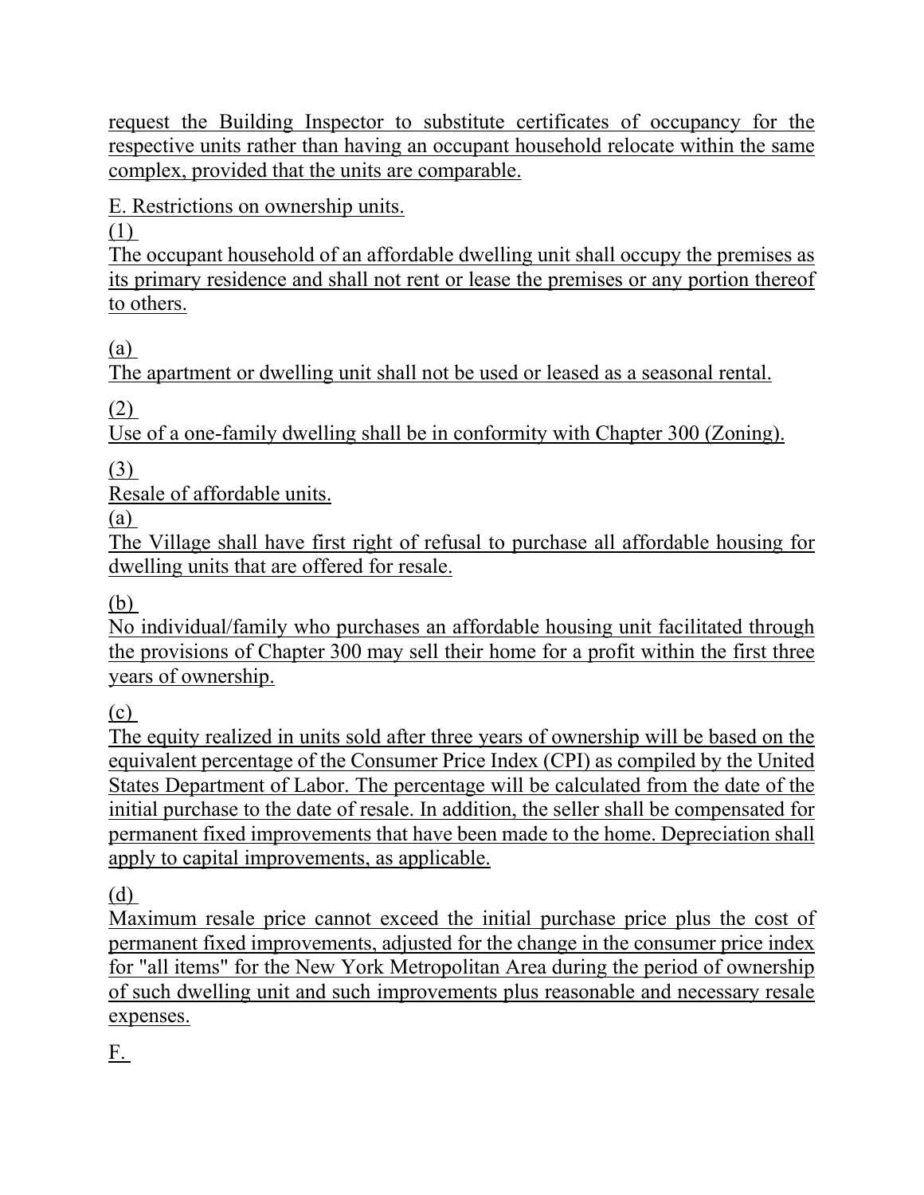request the Building Inspector to substitute certificates of occupancy for the respective units rather than having an occupant household relocate within the same complex, provided that the units are comparable.

E. Restrictions on ownership units.

(1)

The occupant household of an affordable dwelling unit shall occupy the premises as its primary residence and shall not rent or lease the premises or any portion thereof to others.

(a)

The apartment or dwelling unit shall not be used or leased as a seasonal rental.

(2)

Use of a one-family dwelling shall be in conformity with Chapter 300 (Zoning).

(3)

Resale of affordable units.

(a)

The Village shall have first right of refusal to purchase all affordable housing for dwelling units that are offered for resale.

(b)

No individual/family who purchases an affordable housing unit facilitated through the provisions of Chapter 300 may sell their home for a profit within the first three years of ownership.

(c)

The equity realized in units sold after three years of ownership will be based on the equivalent percentage of the Consumer Price Index (CPI) as compiled by the United States Department of Labor. The percentage will be calculated from the date of the initial purchase to the date of resale. In addition, the seller shall be compensated for permanent fixed improvements that have been made to the home. Depreciation shall apply to capital improvements, as applicable.

(d)

Maximum resale price cannot exceed the initial purchase price plus the cost of permanent fixed improvements, adjusted for the change in the consumer price index for "all items" for the New York Metropolitan Area during the period of ownership of such dwelling unit and such improvements plus reasonable and necessary resale expenses.

F.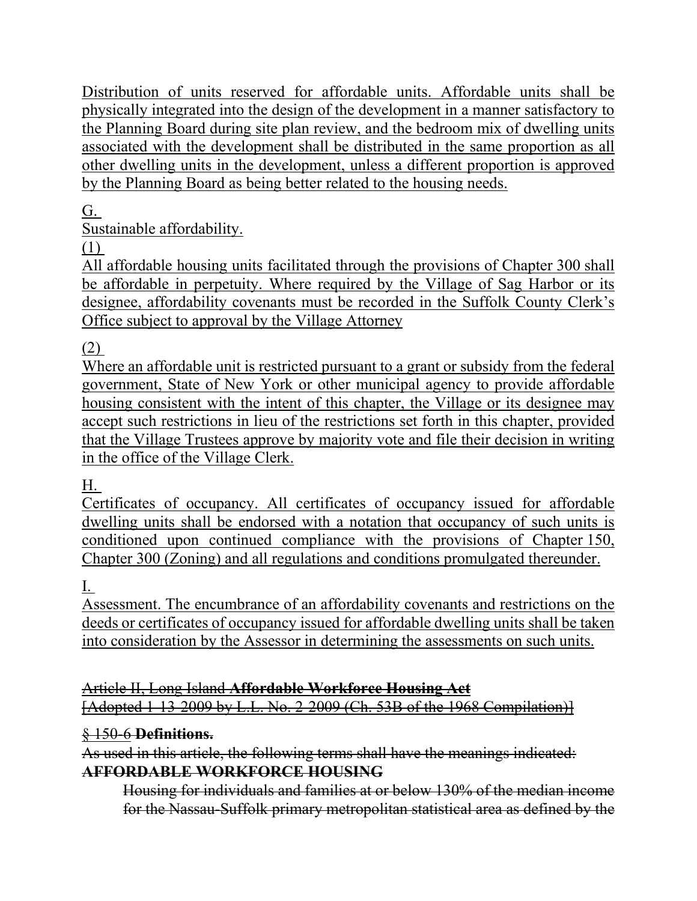Distribution of units reserved for affordable units. Affordable units shall be physically integrated into the design of the development in a manner satisfactory to the Planning Board during site plan review, and the bedroom mix of dwelling units associated with the development shall be distributed in the same proportion as all other dwelling units in the development, unless a different proportion is approved by the Planning Board as being better related to the housing needs.

G.

Sustainable affordability.

(1)

All affordable housing units facilitated through the provisions of Chapter 300 shall be affordable in perpetuity. Where required by the Village of Sag Harbor or its designee, affordability covenants must be recorded in the Suffolk County Clerk's Office subject to approval by the Village Attorney

(2)

Where an affordable unit is restricted pursuant to a grant or subsidy from the federal government, State of New York or other municipal agency to provide affordable housing consistent with the intent of this chapter, the Village or its designee may accept such restrictions in lieu of the restrictions set forth in this chapter, provided that the Village Trustees approve by majority vote and file their decision in writing in the office of the Village Clerk.

H.

Certificates of occupancy. All certificates of occupancy issued for affordable dwelling units shall be endorsed with a notation that occupancy of such units is conditioned upon continued compliance with the provisions of Chapter 150, Chapter 300 (Zoning) and all regulations and conditions promulgated thereunder.

I.

Assessment. The encumbrance of an affordability covenants and restrictions on the deeds or certificates of occupancy issued for affordable dwelling units shall be taken into consideration by the Assessor in determining the assessments on such units.

~~Article II, Long Island **Affordable Workforce Housing Act**~~
~~[Adopted 1-13-2009 by L.L. No. 2-2009 (Ch. 53B of the 1968 Compilation)]~~

~~§ 150-6~~ **Definitions.**

~~As used in this article, the following terms shall have the meanings indicated:~~

~~**AFFORDABLE WORKFORCE HOUSING**~~

~~Housing for individuals and families at or below 130% of the median income for the Nassau-Suffolk primary metropolitan statistical area as defined by the~~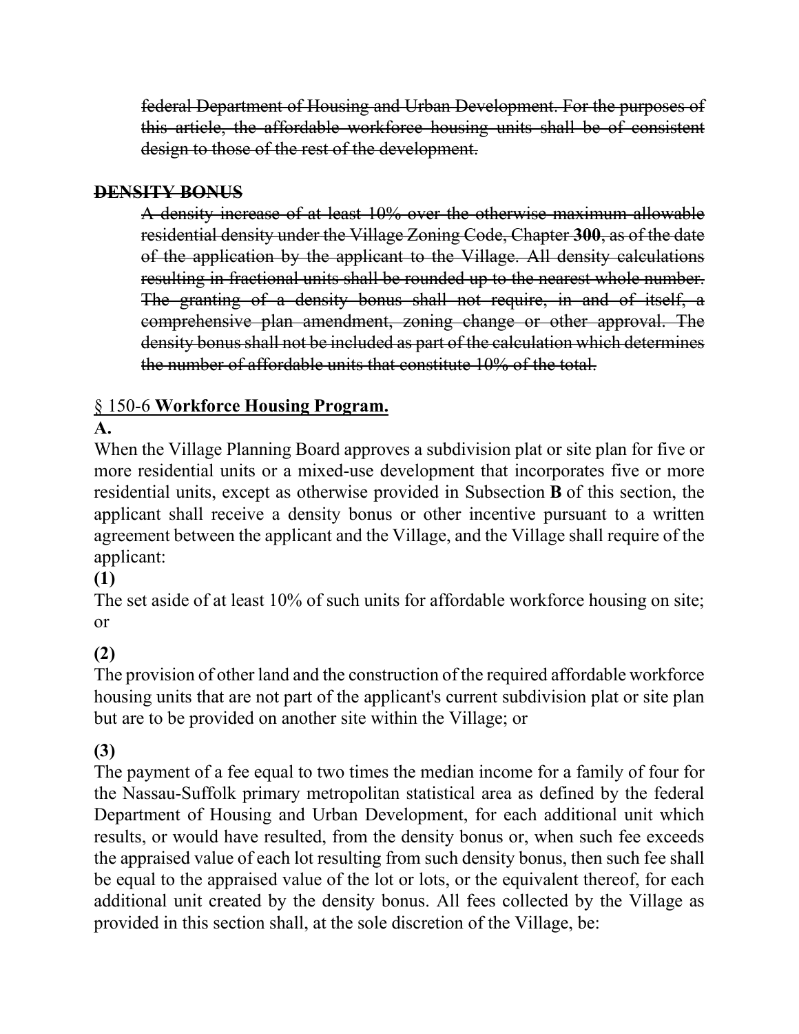~~federal Department of Housing and Urban Development. For the purposes of this article, the affordable workforce housing units shall be of consistent design to those of the rest of the development.~~

~~**DENSITY BONUS**~~

~~A density increase of at least 10% over the otherwise maximum allowable residential density under the Village Zoning Code, Chapter **300**, as of the date of the application by the applicant to the Village. All density calculations resulting in fractional units shall be rounded up to the nearest whole number. The granting of a density bonus shall not require, in and of itself, a comprehensive plan amendment, zoning change or other approval. The density bonus shall not be included as part of the calculation which determines the number of affordable units that constitute 10% of the total.~~

<u>§ 150-6 **Workforce Housing Program.**</u>

**A.**

When the Village Planning Board approves a subdivision plat or site plan for five or more residential units or a mixed-use development that incorporates five or more residential units, except as otherwise provided in Subsection **B** of this section, the applicant shall receive a density bonus or other incentive pursuant to a written agreement between the applicant and the Village, and the Village shall require of the applicant:

**(1)**

The set aside of at least 10% of such units for affordable workforce housing on site; or

**(2)**

The provision of other land and the construction of the required affordable workforce housing units that are not part of the applicant's current subdivision plat or site plan but are to be provided on another site within the Village; or

**(3)**

The payment of a fee equal to two times the median income for a family of four for the Nassau-Suffolk primary metropolitan statistical area as defined by the federal Department of Housing and Urban Development, for each additional unit which results, or would have resulted, from the density bonus or, when such fee exceeds the appraised value of each lot resulting from such density bonus, then such fee shall be equal to the appraised value of the lot or lots, or the equivalent thereof, for each additional unit created by the density bonus. All fees collected by the Village as provided in this section shall, at the sole discretion of the Village, be: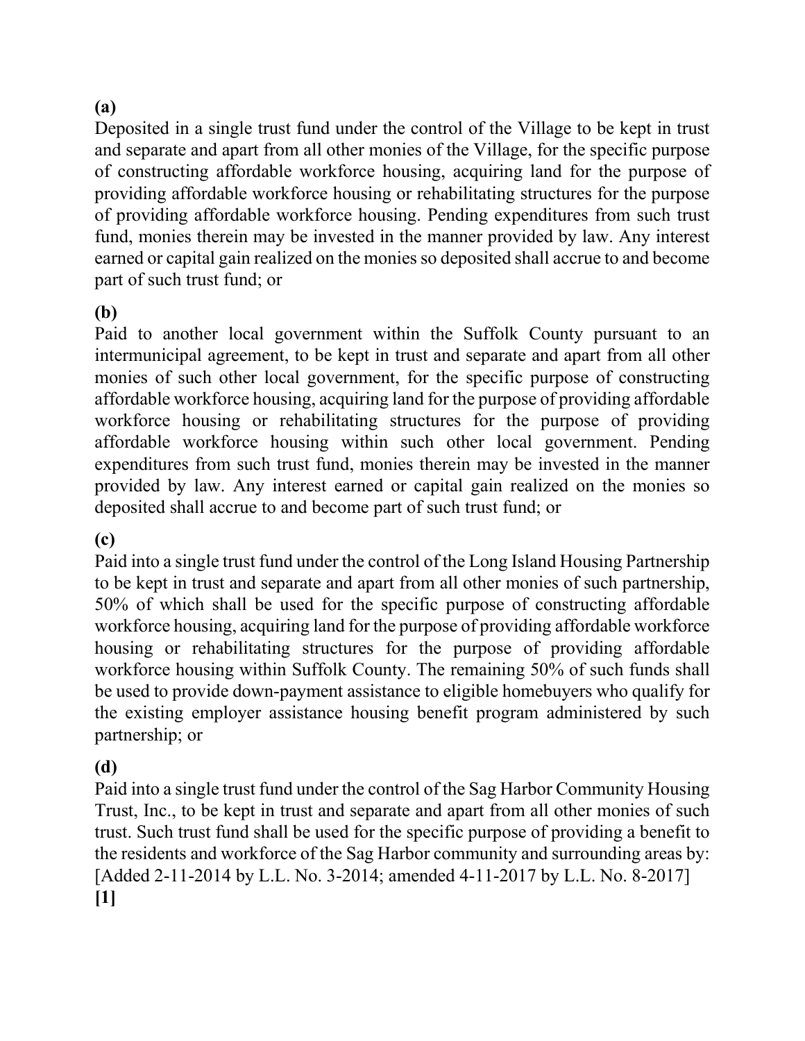**(a)**
Deposited in a single trust fund under the control of the Village to be kept in trust and separate and apart from all other monies of the Village, for the specific purpose of constructing affordable workforce housing, acquiring land for the purpose of providing affordable workforce housing or rehabilitating structures for the purpose of providing affordable workforce housing. Pending expenditures from such trust fund, monies therein may be invested in the manner provided by law. Any interest earned or capital gain realized on the monies so deposited shall accrue to and become part of such trust fund; or

**(b)**
Paid to another local government within the Suffolk County pursuant to an intermunicipal agreement, to be kept in trust and separate and apart from all other monies of such other local government, for the specific purpose of constructing affordable workforce housing, acquiring land for the purpose of providing affordable workforce housing or rehabilitating structures for the purpose of providing affordable workforce housing within such other local government. Pending expenditures from such trust fund, monies therein may be invested in the manner provided by law. Any interest earned or capital gain realized on the monies so deposited shall accrue to and become part of such trust fund; or

**(c)**
Paid into a single trust fund under the control of the Long Island Housing Partnership to be kept in trust and separate and apart from all other monies of such partnership, 50% of which shall be used for the specific purpose of constructing affordable workforce housing, acquiring land for the purpose of providing affordable workforce housing or rehabilitating structures for the purpose of providing affordable workforce housing within Suffolk County. The remaining 50% of such funds shall be used to provide down-payment assistance to eligible homebuyers who qualify for the existing employer assistance housing benefit program administered by such partnership; or

**(d)**
Paid into a single trust fund under the control of the Sag Harbor Community Housing Trust, Inc., to be kept in trust and separate and apart from all other monies of such trust. Such trust fund shall be used for the specific purpose of providing a benefit to the residents and workforce of the Sag Harbor community and surrounding areas by: [Added 2-11-2014 by L.L. No. 3-2014; amended 4-11-2017 by L.L. No. 8-2017]
**[1]**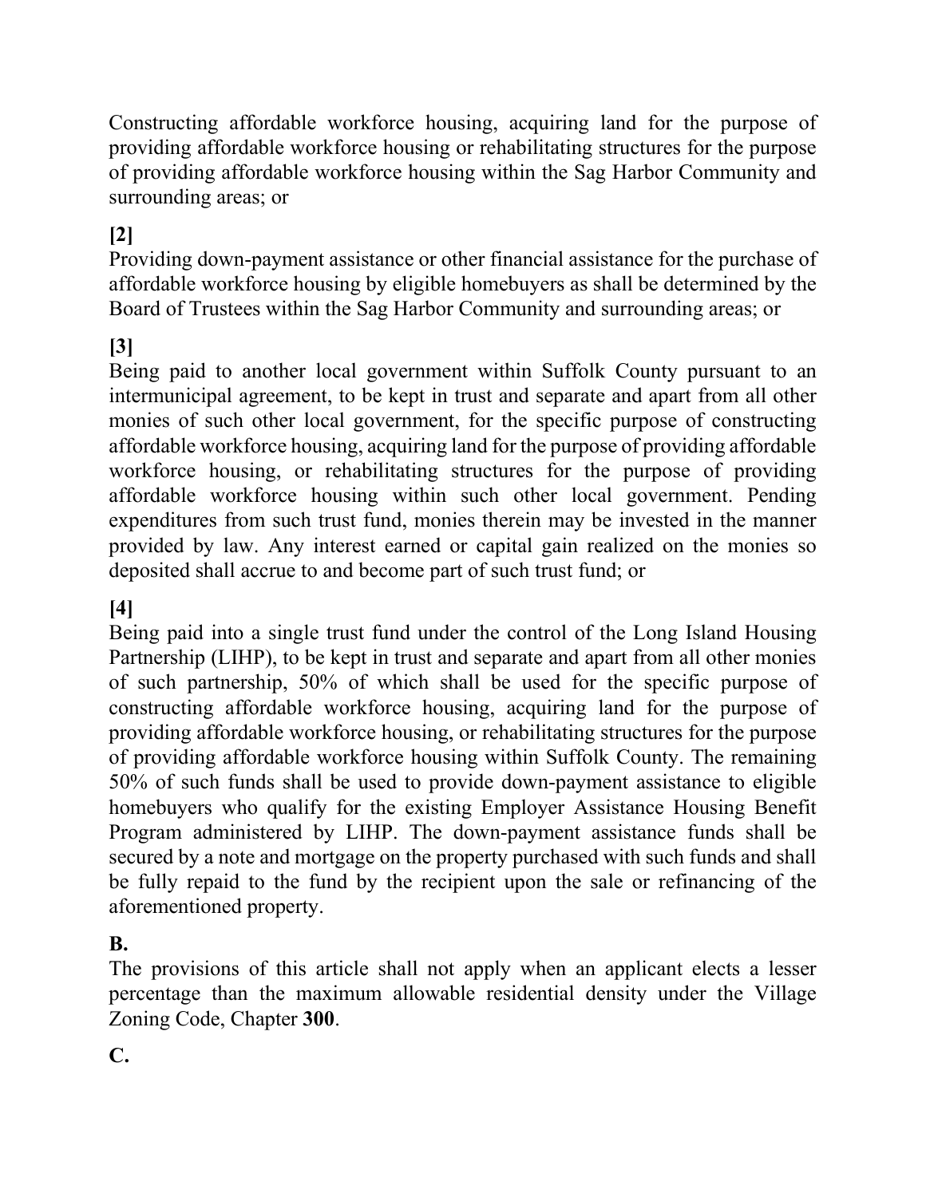Constructing affordable workforce housing, acquiring land for the purpose of providing affordable workforce housing or rehabilitating structures for the purpose of providing affordable workforce housing within the Sag Harbor Community and surrounding areas; or

**[2]**

Providing down-payment assistance or other financial assistance for the purchase of affordable workforce housing by eligible homebuyers as shall be determined by the Board of Trustees within the Sag Harbor Community and surrounding areas; or

**[3]**

Being paid to another local government within Suffolk County pursuant to an intermunicipal agreement, to be kept in trust and separate and apart from all other monies of such other local government, for the specific purpose of constructing affordable workforce housing, acquiring land for the purpose of providing affordable workforce housing, or rehabilitating structures for the purpose of providing affordable workforce housing within such other local government. Pending expenditures from such trust fund, monies therein may be invested in the manner provided by law. Any interest earned or capital gain realized on the monies so deposited shall accrue to and become part of such trust fund; or

**[4]**

Being paid into a single trust fund under the control of the Long Island Housing Partnership (LIHP), to be kept in trust and separate and apart from all other monies of such partnership, 50% of which shall be used for the specific purpose of constructing affordable workforce housing, acquiring land for the purpose of providing affordable workforce housing, or rehabilitating structures for the purpose of providing affordable workforce housing within Suffolk County. The remaining 50% of such funds shall be used to provide down-payment assistance to eligible homebuyers who qualify for the existing Employer Assistance Housing Benefit Program administered by LIHP. The down-payment assistance funds shall be secured by a note and mortgage on the property purchased with such funds and shall be fully repaid to the fund by the recipient upon the sale or refinancing of the aforementioned property.

**B.**

The provisions of this article shall not apply when an applicant elects a lesser percentage than the maximum allowable residential density under the Village Zoning Code, Chapter **300**.

**C.**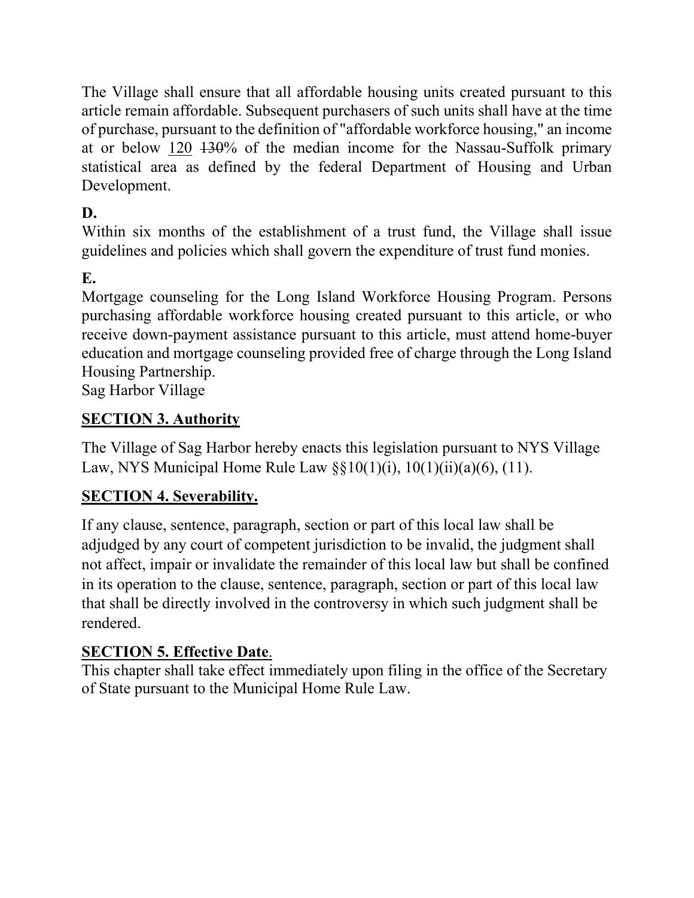The Village shall ensure that all affordable housing units created pursuant to this article remain affordable. Subsequent purchasers of such units shall have at the time of purchase, pursuant to the definition of "affordable workforce housing," an income at or below <u>120</u> ~~130~~% of the median income for the Nassau-Suffolk primary statistical area as defined by the federal Department of Housing and Urban Development.

**D.**

Within six months of the establishment of a trust fund, the Village shall issue guidelines and policies which shall govern the expenditure of trust fund monies.

**E.**

Mortgage counseling for the Long Island Workforce Housing Program. Persons purchasing affordable workforce housing created pursuant to this article, or who receive down-payment assistance pursuant to this article, must attend home-buyer education and mortgage counseling provided free of charge through the Long Island Housing Partnership.
Sag Harbor Village

**<u>SECTION 3. Authority</u>**

The Village of Sag Harbor hereby enacts this legislation pursuant to NYS Village Law, NYS Municipal Home Rule Law §§10(1)(i), 10(1)(ii)(a)(6), (11).

**<u>SECTION 4. Severability.</u>**

If any clause, sentence, paragraph, section or part of this local law shall be adjudged by any court of competent jurisdiction to be invalid, the judgment shall not affect, impair or invalidate the remainder of this local law but shall be confined in its operation to the clause, sentence, paragraph, section or part of this local law that shall be directly involved in the controversy in which such judgment shall be rendered.

**<u>SECTION 5. Effective Date</u>**.
This chapter shall take effect immediately upon filing in the office of the Secretary of State pursuant to the Municipal Home Rule Law.